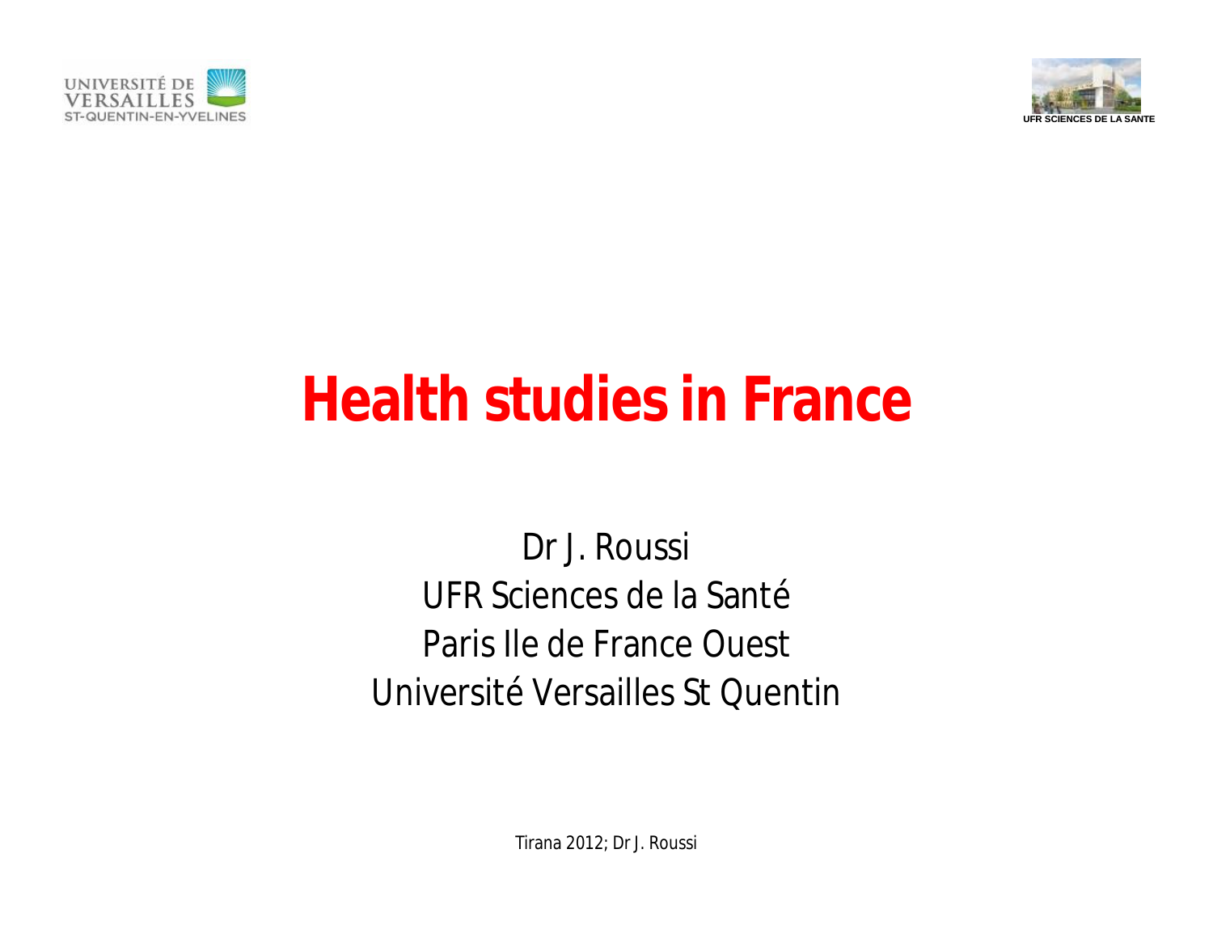UNIVERSITÉ DE VERSAILLES ST-QUENTIN-EN-YVELINES

UFR SCIENCES DE LA SANTE

# Health studies in France

Dr J. Roussi
UFR Sciences de la Santé
Paris Ile de France Ouest
Université Versailles St Quentin

Tirana 2012; Dr J. Roussi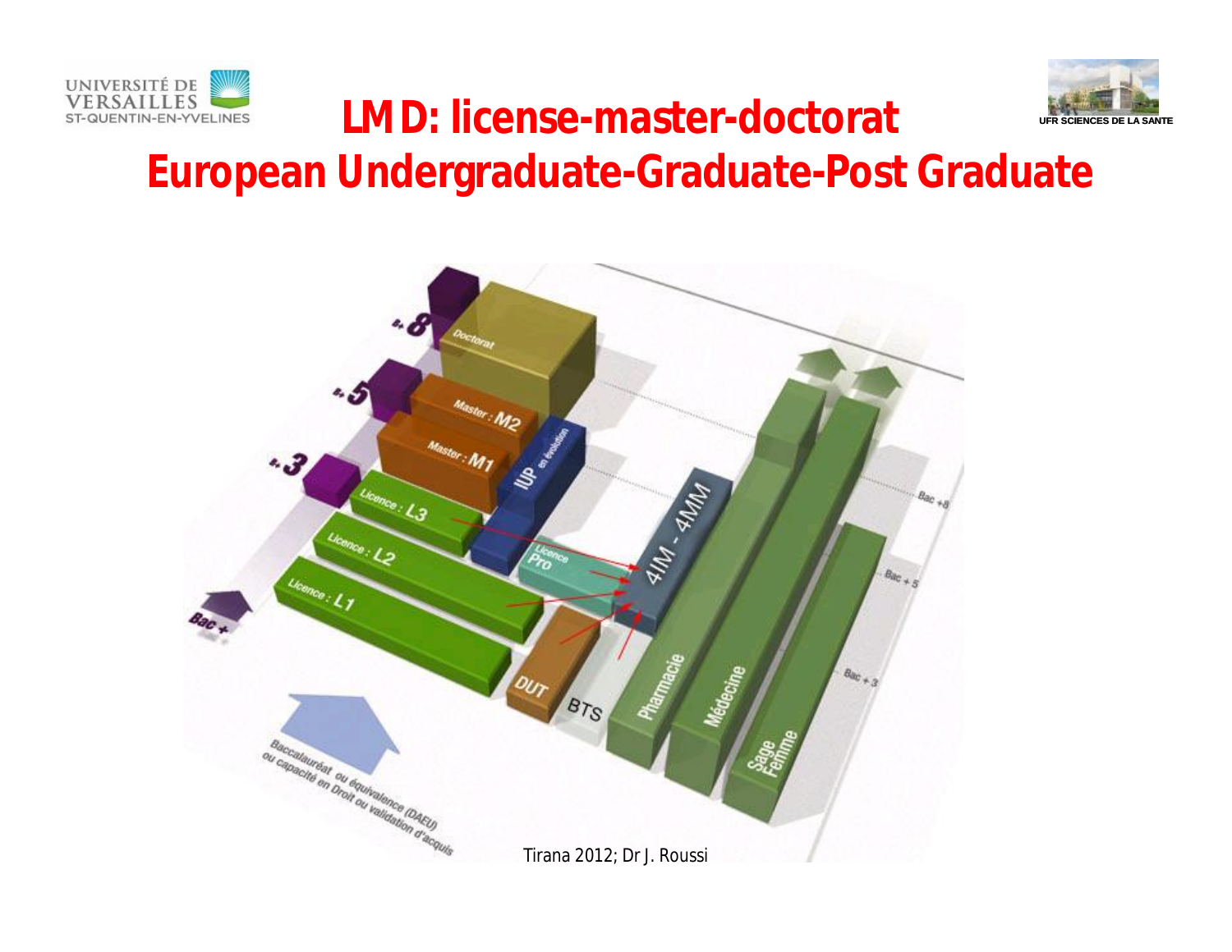# LMD: license-master-doctorat

## European Undergraduate-Graduate-Post Graduate

Doctorat

Master : M2

Master : M1

IUP en évolution

Licence : L3

Licence : L2

Licence : L1

Licence Pro

DUT

BTS

4IM - 4MM

Pharmacie

Médecine

Sage Femme

+8

+5

+3

Bac +

Bac +8

Bac + 5

Bac + 3

Baccalauréat ou équivalence (DAEU) ou capacité en Droit ou validation d'acquis

Tirana 2012; Dr J. Roussi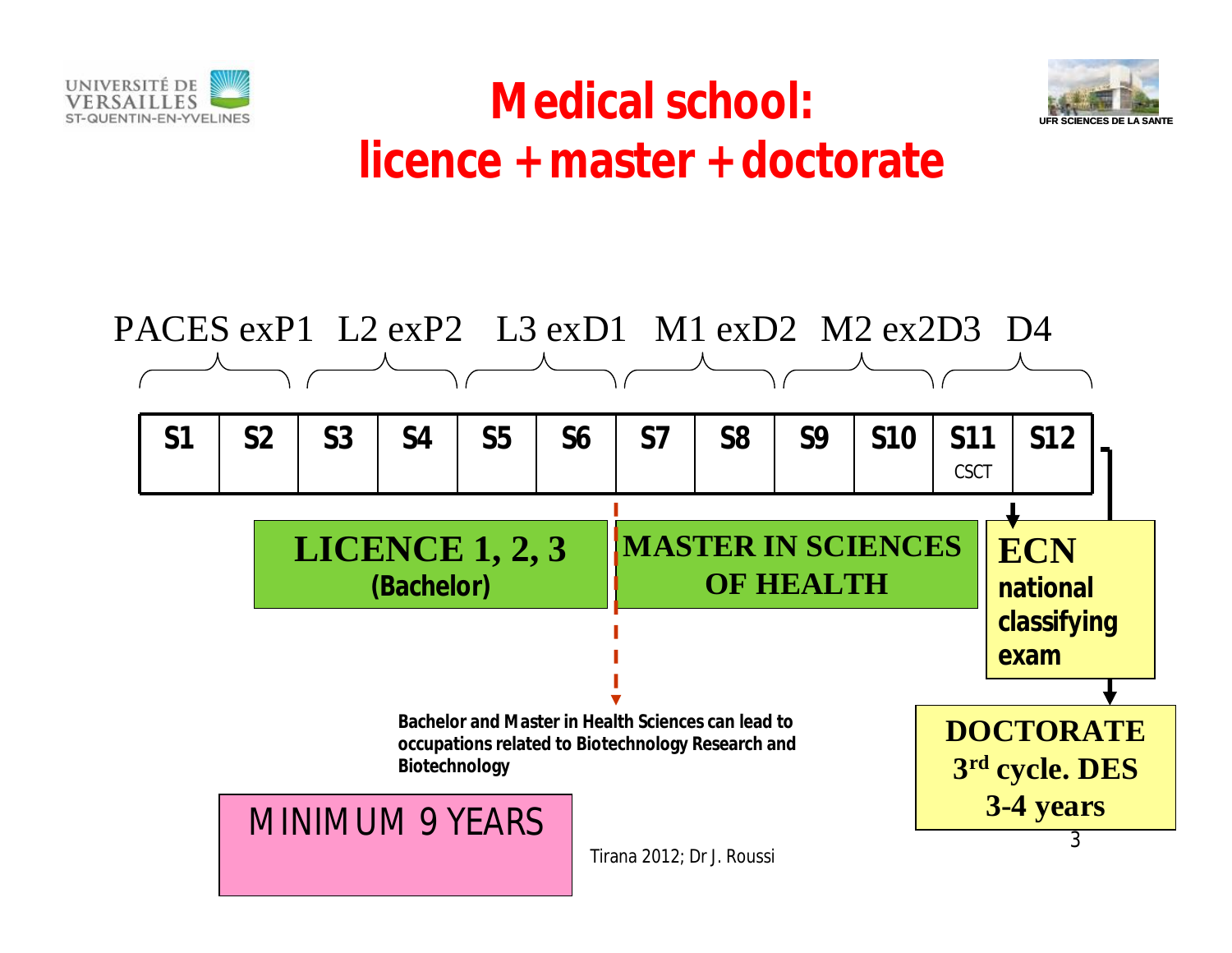UNIVERSITÉ DE VERSAILLES ST-QUENTIN-EN-YVELINES

UFR SCIENCES DE LA SANTE

# Medical school: licence + master + doctorate

PACES exP1 | L2 exP2 | L3 exD1 | M1 exD2 | M2 ex2D3 | D4

| S1 | S2 | S3 | S4 | S5 | S6 | S7 | S8 | S9 | S10 | S11 CSCT | S12 |
|---|---|---|---|---|---|---|---|---|---|---|---|

**LICENCE 1, 2, 3 (Bachelor)**

**MASTER IN SCIENCES OF HEALTH**

**ECN national classifying exam**

**DOCTORATE 3rd cycle. DES 3-4 years**

**Bachelor and Master in Health Sciences can lead to occupations related to Biotechnology Research and Biotechnology**

MINIMUM 9 YEARS

Tirana 2012; Dr J. Roussi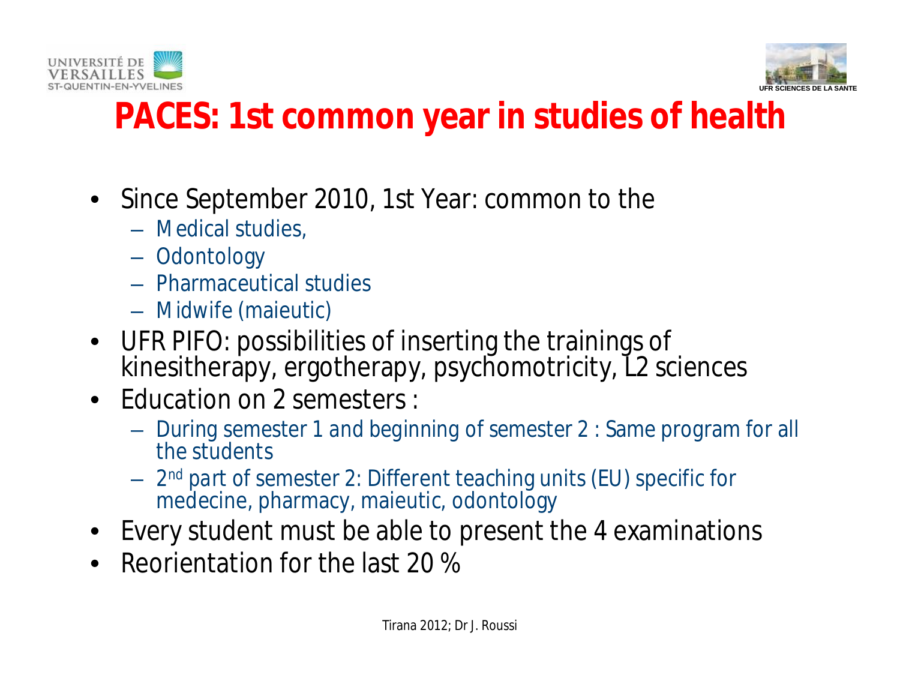# PACES: 1st common year in studies of health

- Since September 2010, 1st Year: common to the
  - Medical studies,
  - Odontology
  - Pharmaceutical studies
  - Midwife (maieutic)
- UFR PIFO: possibilities of inserting the trainings of kinesitherapy, ergotherapy, psychomotricity, L2 sciences
- Education on 2 semesters :
  - During semester 1 and beginning of semester 2 : Same program for all the students
  - 2nd part of semester 2: Different teaching units (EU) specific for medecine, pharmacy, maieutic, odontology
- Every student must be able to present the 4 examinations
- Reorientation for the last 20 %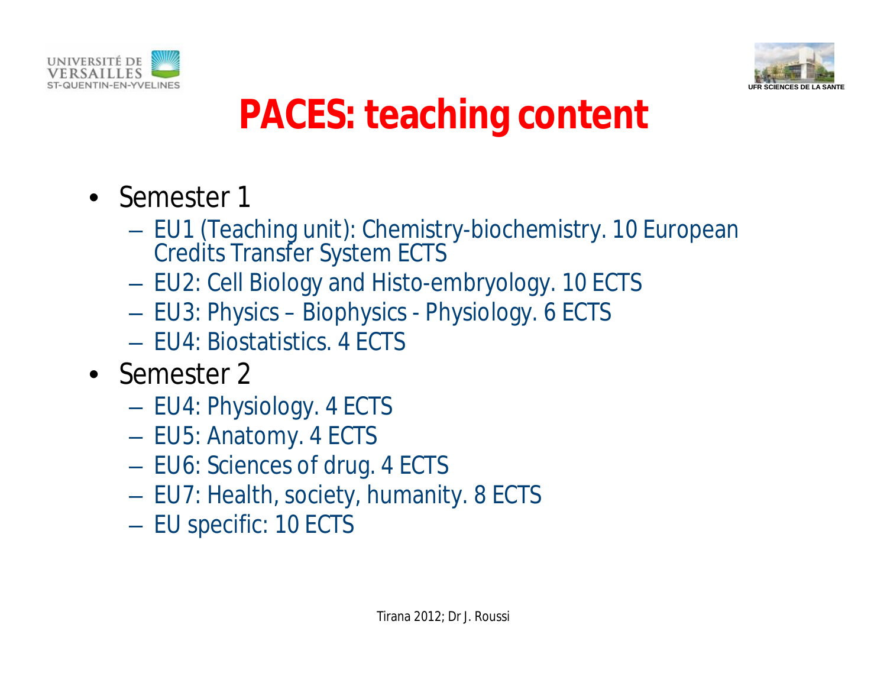# PACES: teaching content

- Semester 1
  - EU1 (Teaching unit): Chemistry-biochemistry. 10 European Credits Transfer System ECTS
  - EU2: Cell Biology and Histo-embryology. 10 ECTS
  - EU3: Physics – Biophysics - Physiology. 6 ECTS
  - EU4: Biostatistics. 4 ECTS
- Semester 2
  - EU4: Physiology. 4 ECTS
  - EU5: Anatomy. 4 ECTS
  - EU6: Sciences of drug. 4 ECTS
  - EU7: Health, society, humanity. 8 ECTS
  - EU specific: 10 ECTS

Tirana 2012; Dr J. Roussi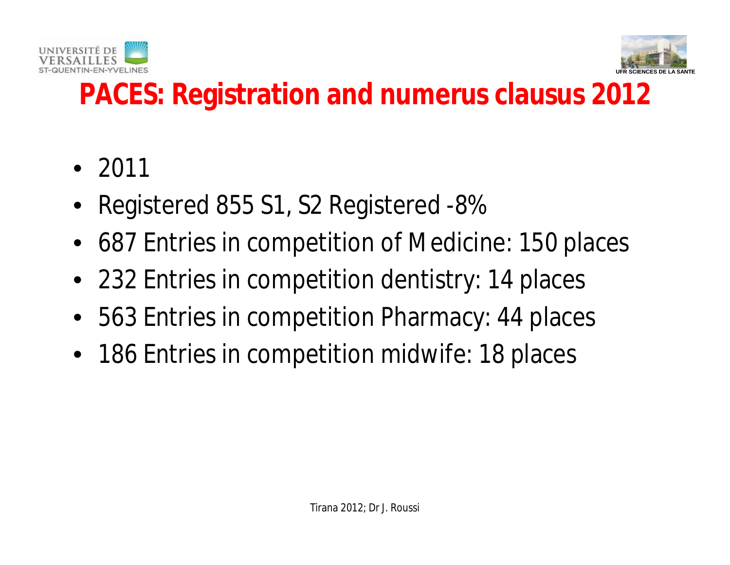# PACES: Registration and numerus clausus 2012

- 2011
- Registered 855 S1, S2 Registered -8%
- 687 Entries in competition of Medicine: 150 places
- 232 Entries in competition dentistry: 14 places
- 563 Entries in competition Pharmacy: 44 places
- 186 Entries in competition midwife: 18 places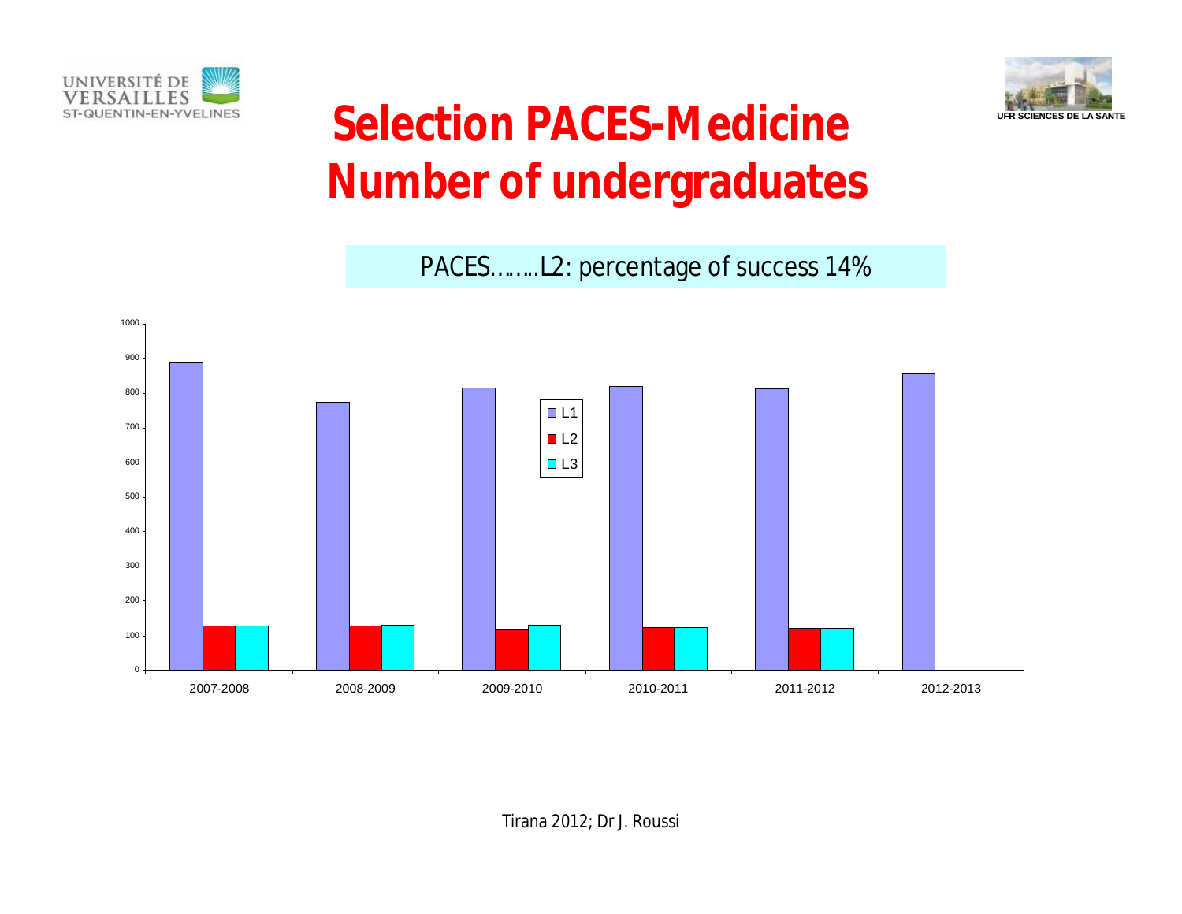# Selection PACES-Medicine
# Number of undergraduates

PACES……..L2: percentage of success 14%

| | L1 | L2 | L3 |
|---|---|---|---|
| 2007-2008 | ~885 | ~125 | ~125 |
| 2008-2009 | ~770 | ~125 | ~128 |
| 2009-2010 | ~812 | ~118 | ~128 |
| 2010-2011 | ~815 | ~120 | ~120 |
| 2011-2012 | ~810 | ~118 | ~118 |
| 2012-2013 | ~855 | | |

Tirana 2012; Dr J. Roussi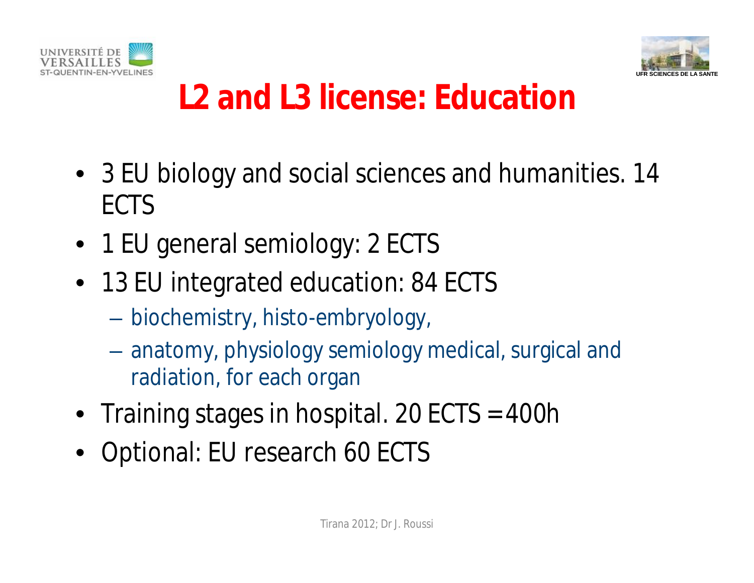# L2 and L3 license: Education

- 3 EU biology and social sciences and humanities. 14 ECTS
- 1 EU general semiology: 2 ECTS
- 13 EU integrated education: 84 ECTS
  - biochemistry, histo-embryology,
  - anatomy, physiology semiology medical, surgical and radiation, for each organ
- Training stages in hospital. 20 ECTS = 400h
- Optional: EU research 60 ECTS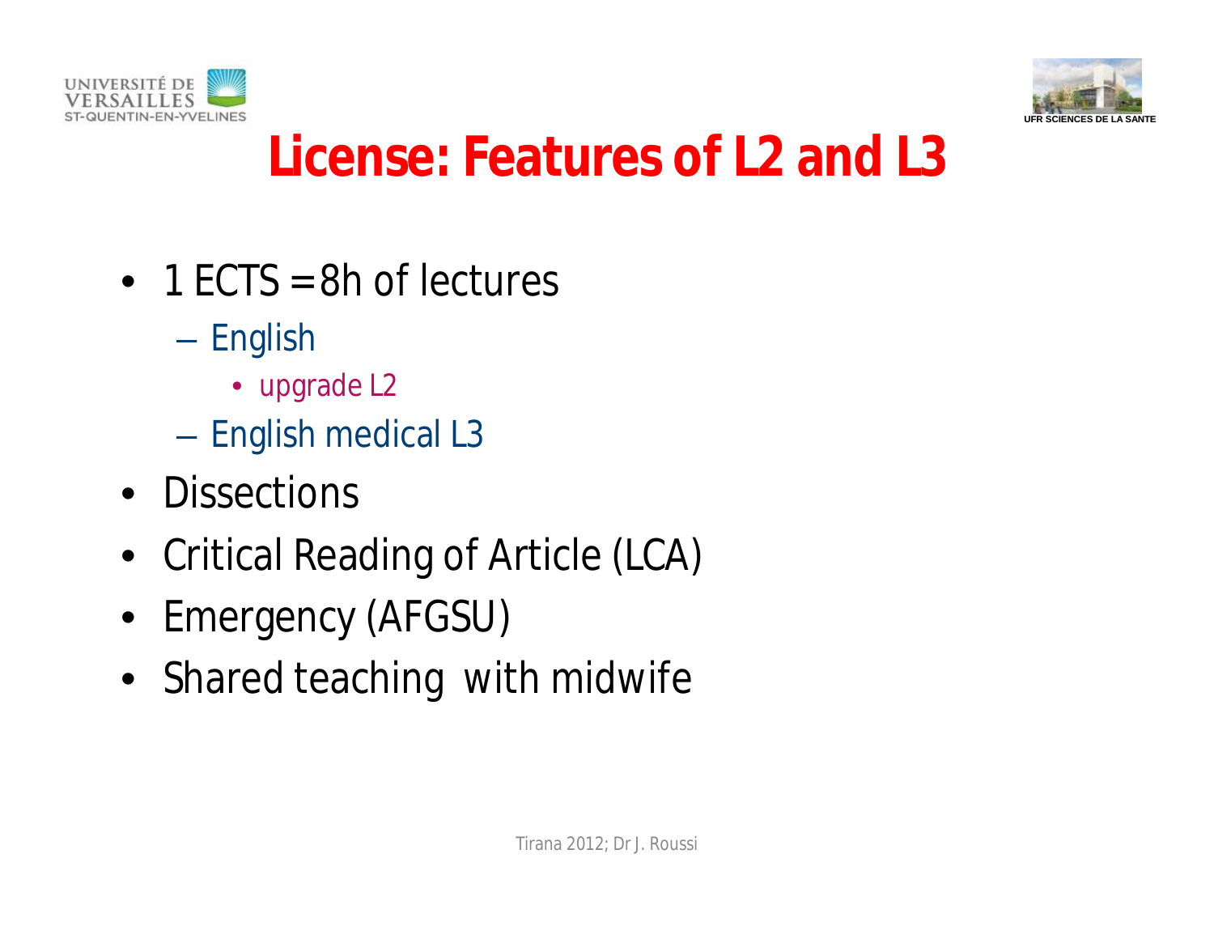# License: Features of L2 and L3

- 1 ECTS = 8h of lectures
  - English
    - upgrade L2
  - English medical L3
- Dissections
- Critical Reading of Article (LCA)
- Emergency (AFGSU)
- Shared teaching with midwife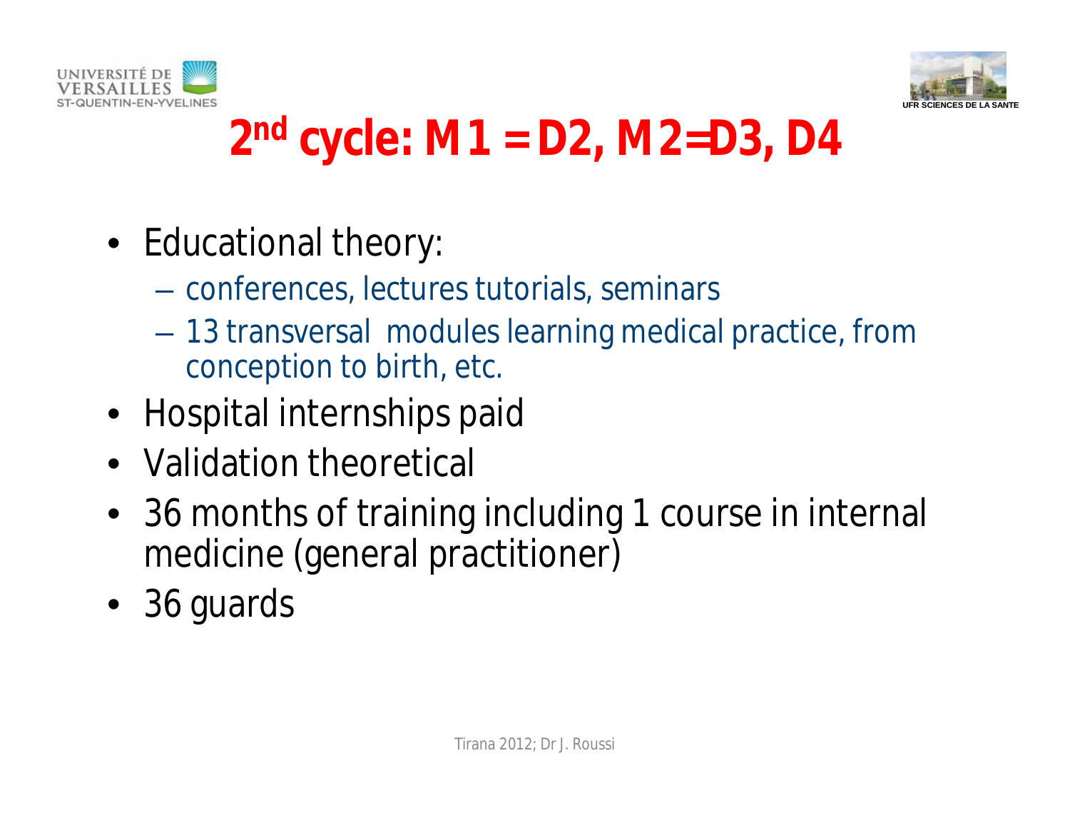# 2[nd] cycle: M1 = D2, M2=D3, D4

- Educational theory:
  - conferences, lectures tutorials, seminars
  - 13 transversal modules learning medical practice, from conception to birth, etc.
- Hospital internships paid
- Validation theoretical
- 36 months of training including 1 course in internal medicine (general practitioner)
- 36 guards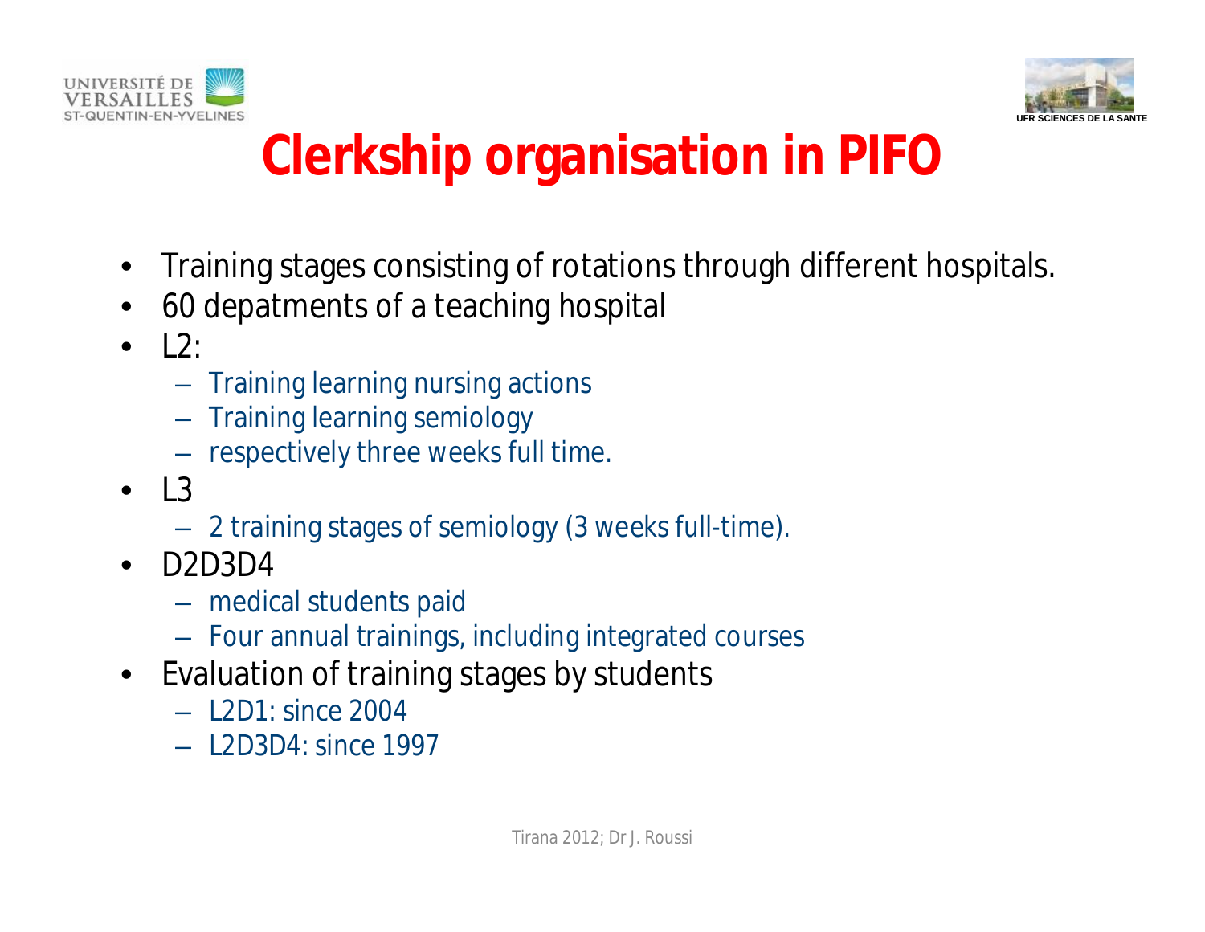# Clerkship organisation in PIFO

- Training stages consisting of rotations through different hospitals.
- 60 depatments of a teaching hospital
- L2:
  - Training learning nursing actions
  - Training learning semiology
  - respectively three weeks full time.
- L3
  - 2 training stages of semiology (3 weeks full-time).
- D2D3D4
  - medical students paid
  - Four annual trainings, including integrated courses
- Evaluation of training stages by students
  - L2D1: since 2004
  - L2D3D4: since 1997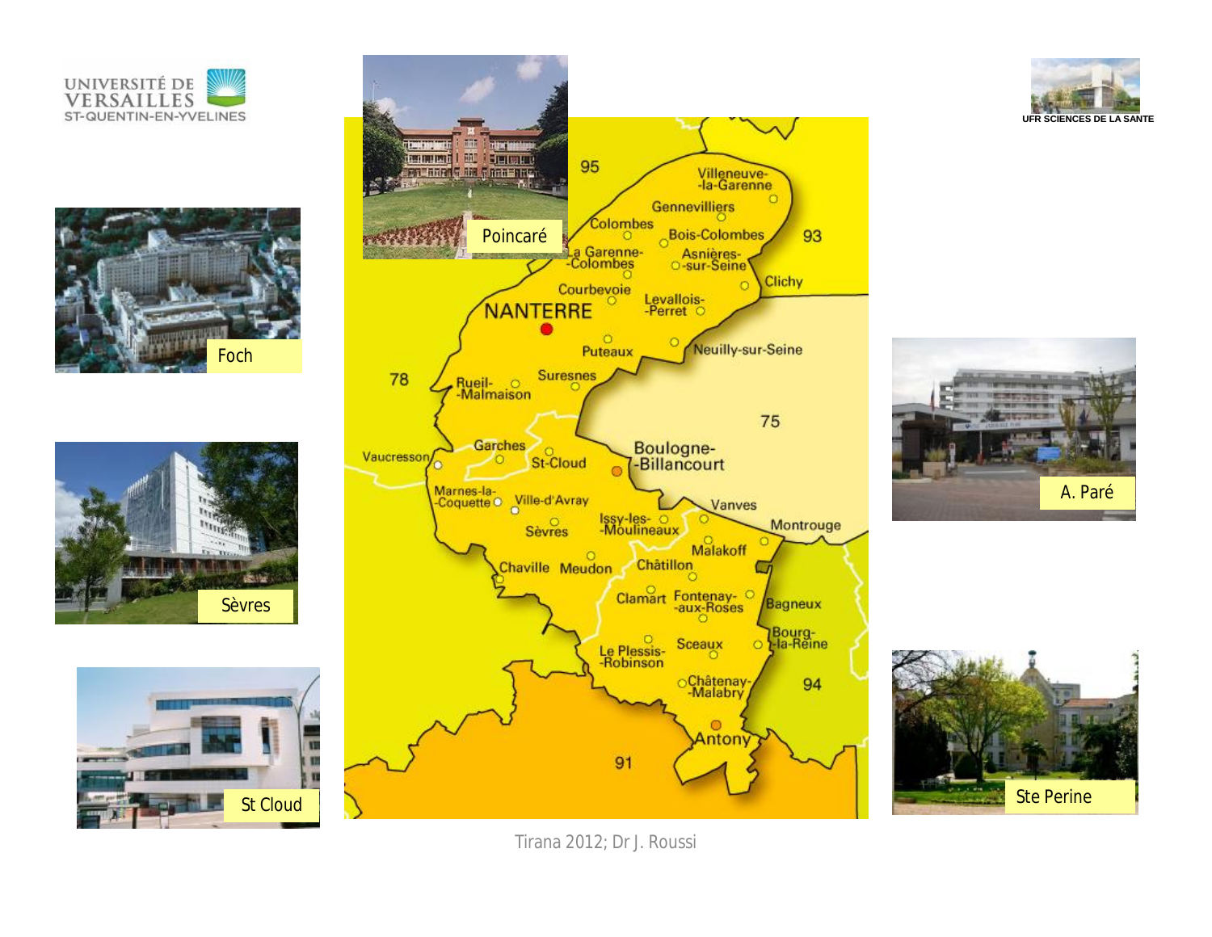UNIVERSITÉ DE VERSAILLES ST-QUENTIN-EN-YVELINES

UFR SCIENCES DE LA SANTE

Poincaré

Foch

Sèvres

St Cloud

A. Paré

Ste Perine

95

Villeneuve-la-Garenne

Gennevilliers

Colombes

Bois-Colombes

93

La Garenne-Colombes

Asnières-sur-Seine

Clichy

Courbevoie

NANTERRE

Levallois-Perret

Puteaux

Neuilly-sur-Seine

78

Rueil-Malmaison

Suresnes

75

Garches

Vaucresson

St-Cloud

Boulogne-Billancourt

Marnes-la-Coquette

Ville-d'Avray

Vanves

Issy-les-Moulineaux

Sèvres

Montrouge

Malakoff

Chaville

Meudon

Châtillon

Clamart

Fontenay-aux-Roses

Bagneux

Bourg-la-Reine

Le Plessis-Robinson

Sceaux

94

Châtenay-Malabry

Antony

91

Tirana 2012; Dr J. Roussi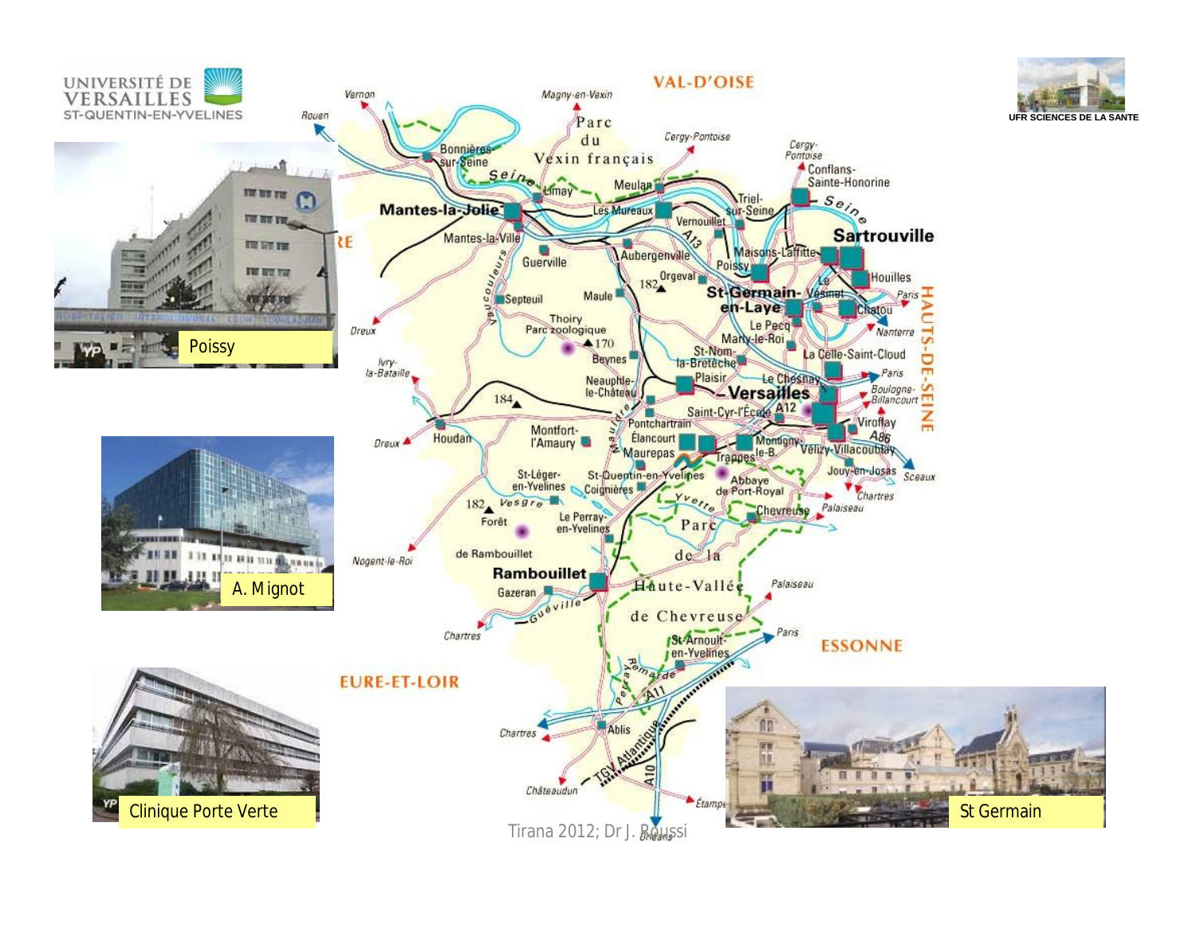UNIVERSITÉ DE VERSAILLES ST-QUENTIN-EN-YVELINES

UFR SCIENCES DE LA SANTE

Poissy

A. Mignot

Clinique Porte Verte

St Germain

Tirana 2012; Dr J. Roussi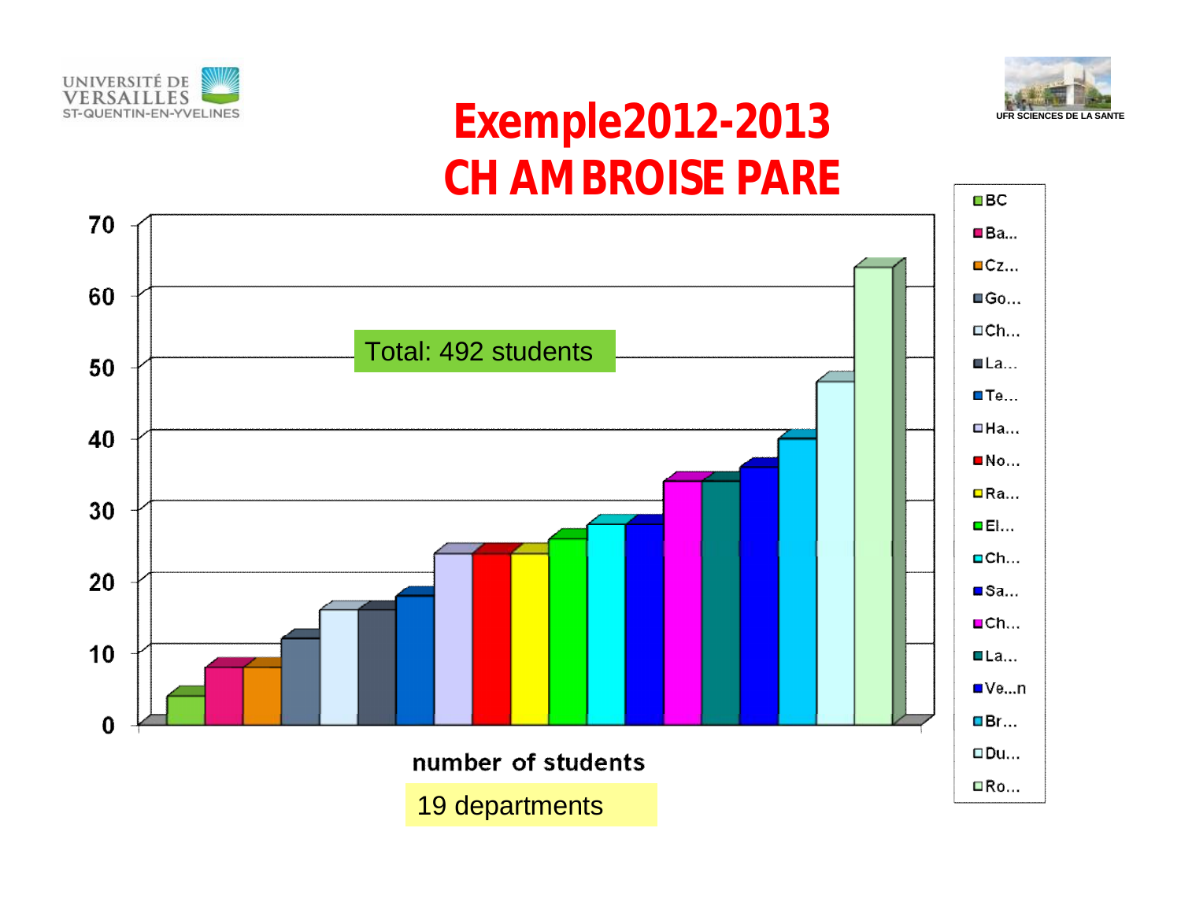UNIVERSITÉ DE VERSAILLES ST-QUENTIN-EN-YVELINES

UFR SCIENCES DE LA SANTE

# Exemple2012-2013
# CH AMBROISE PARE

Total: 492 students

| Department | Number of students |
|---|---|
| BC | 4 |
| Ba... | 8 |
| Cz... | 8 |
| Go... | 12 |
| Ch... | 16 |
| La... | 16 |
| Te... | 18 |
| Ha... | 24 |
| No... | 24 |
| Ra... | 24 |
| El... | 26 |
| Ch... | 28 |
| Sa... | 28 |
| Ch... | 34 |
| La... | 34 |
| Ve...n | 36 |
| Br... | 40 |
| Du... | 48 |
| Ro... | 64 |

number of students

19 departments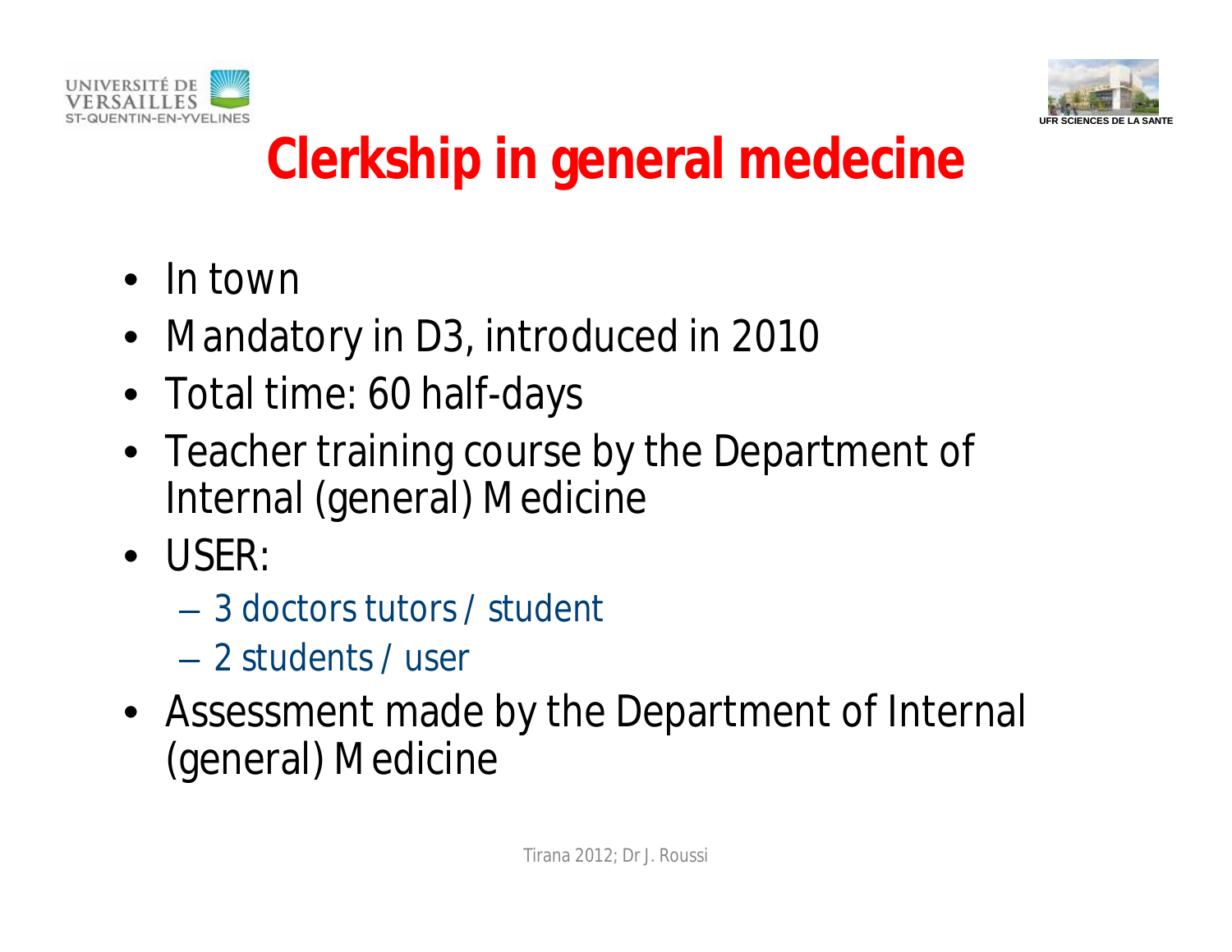# Clerkship in general medecine

- In town
- Mandatory in D3, introduced in 2010
- Total time: 60 half-days
- Teacher training course by the Department of Internal (general) Medicine
- USER:
  - 3 doctors tutors / student
  - 2 students / user
- Assessment made by the Department of Internal (general) Medicine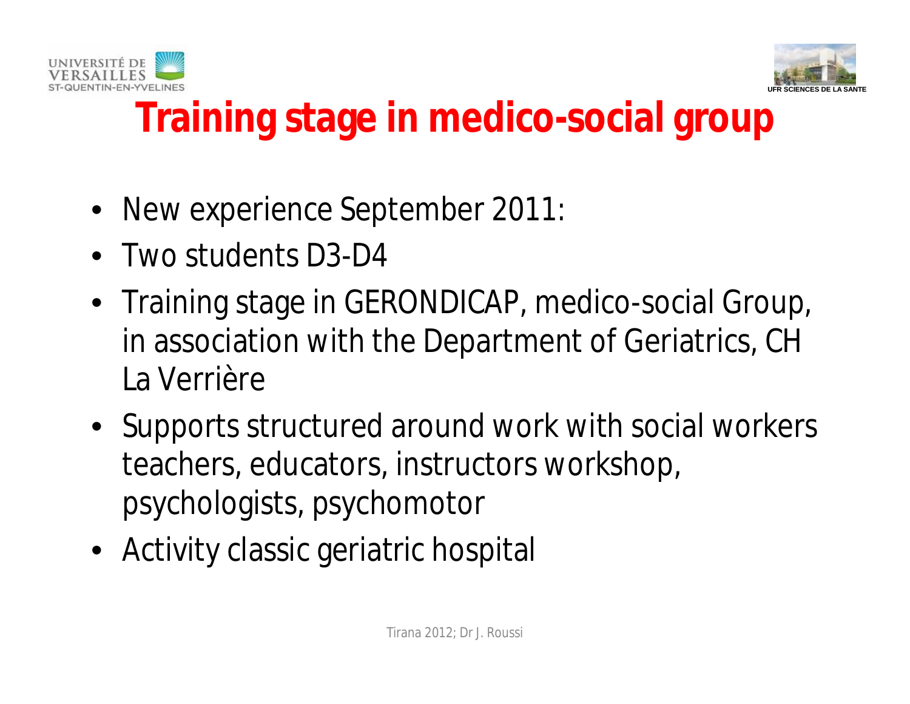# Training stage in medico-social group

- New experience September 2011:
- Two students D3-D4
- Training stage in GERONDICAP, medico-social Group, in association with the Department of Geriatrics, CH La Verrière
- Supports structured around work with social workers teachers, educators, instructors workshop, psychologists, psychomotor
- Activity classic geriatric hospital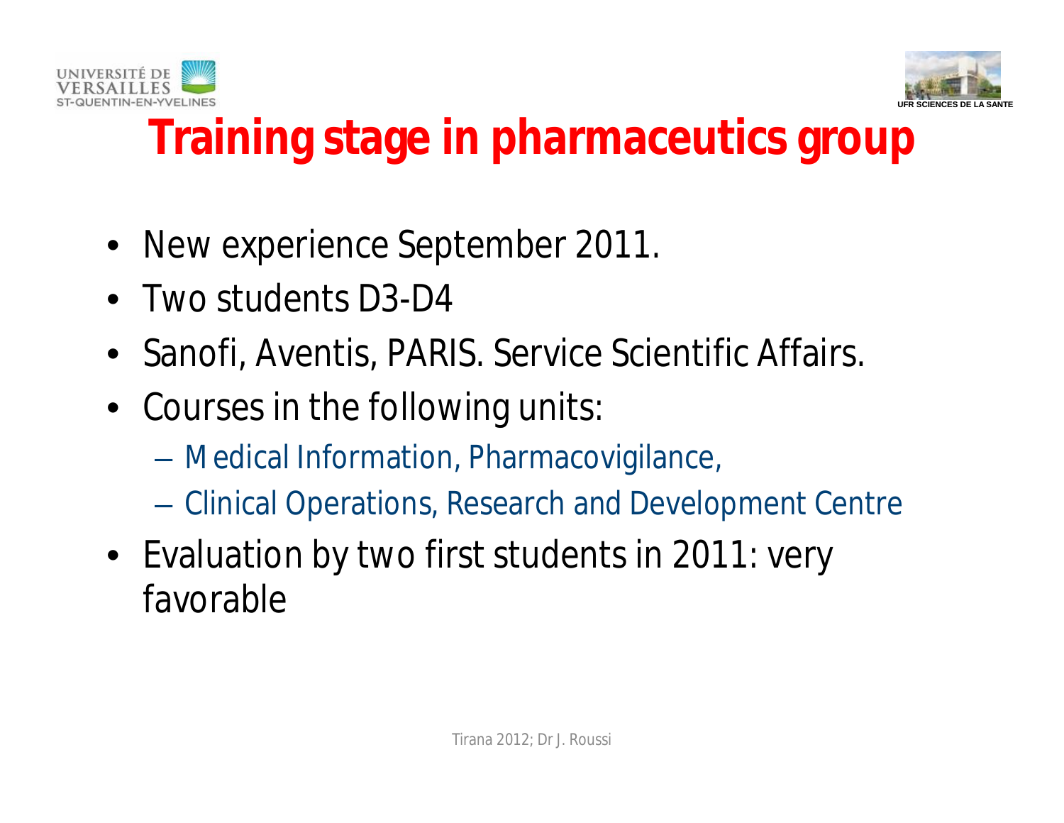# Training stage in pharmaceutics group

- New experience September 2011.
- Two students D3-D4
- Sanofi, Aventis, PARIS. Service Scientific Affairs.
- Courses in the following units:
  - Medical Information, Pharmacovigilance,
  - Clinical Operations, Research and Development Centre
- Evaluation by two first students in 2011: very favorable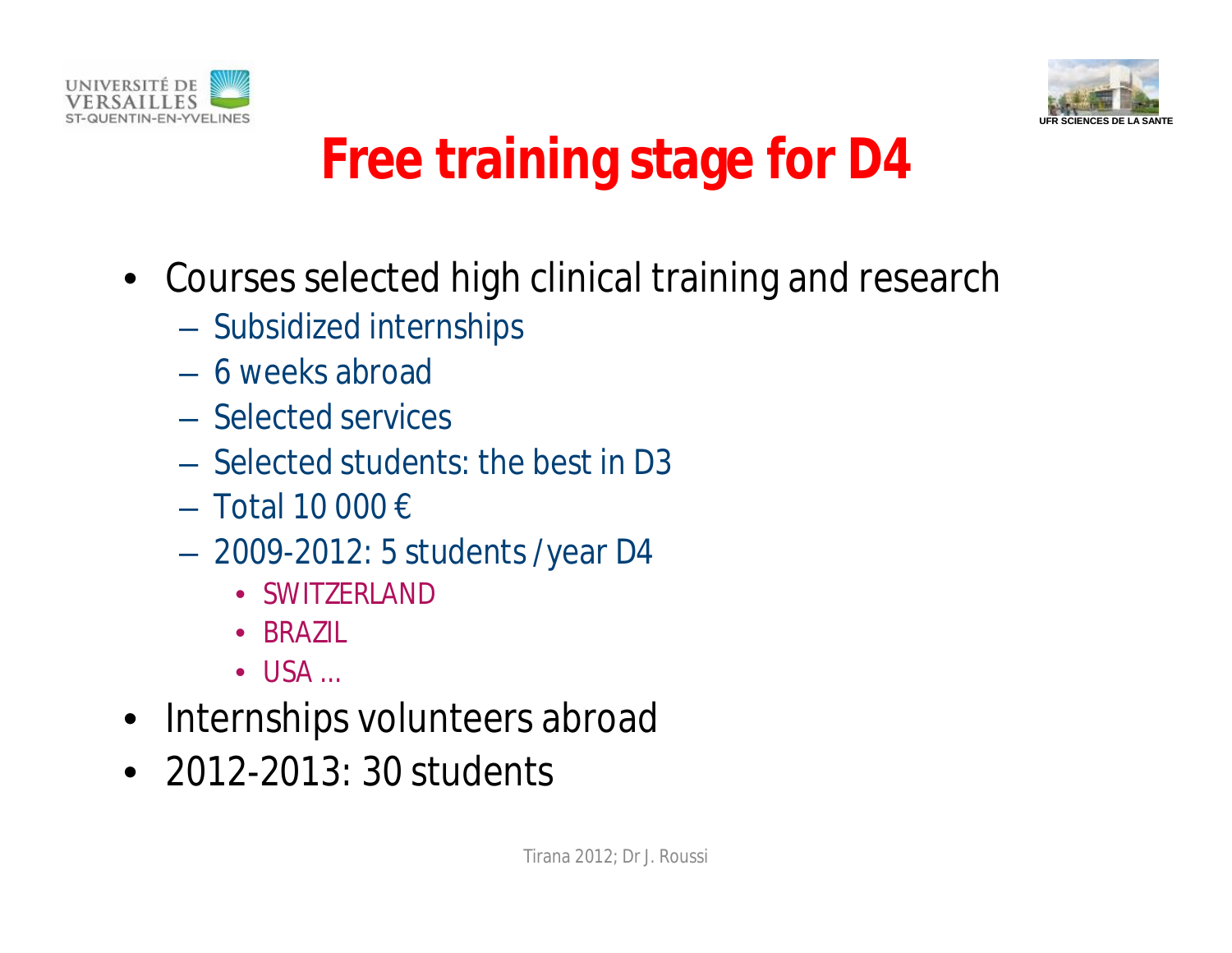# Free training stage for D4

- Courses selected high clinical training and research
  - Subsidized internships
  - 6 weeks abroad
  - Selected services
  - Selected students: the best in D3
  - Total 10 000 €
  - 2009-2012: 5 students / year D4
    - SWITZERLAND
    - BRAZIL
    - USA …
- Internships volunteers abroad
- 2012-2013: 30 students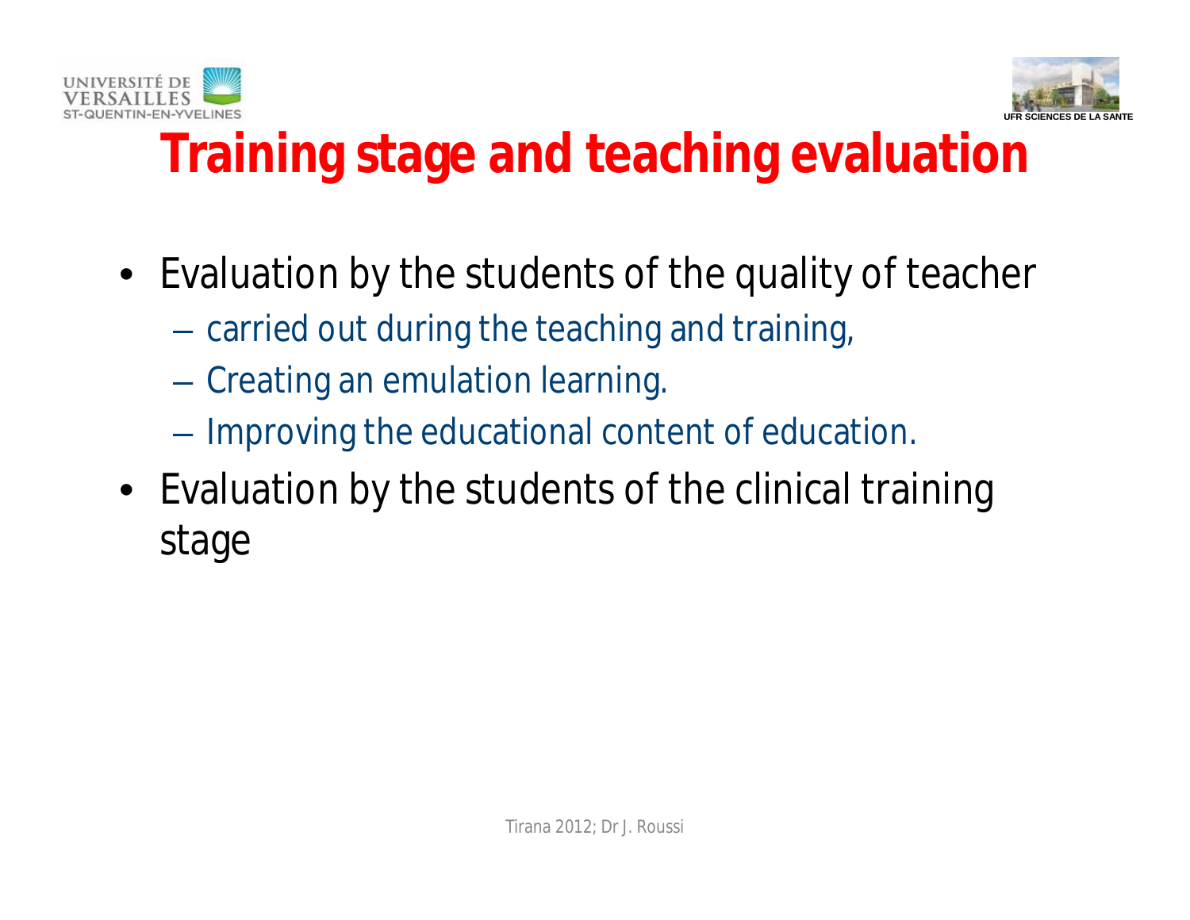# Training stage and teaching evaluation

- Evaluation by the students of the quality of teacher
  - carried out during the teaching and training,
  - Creating an emulation learning.
  - Improving the educational content of education.
- Evaluation by the students of the clinical training stage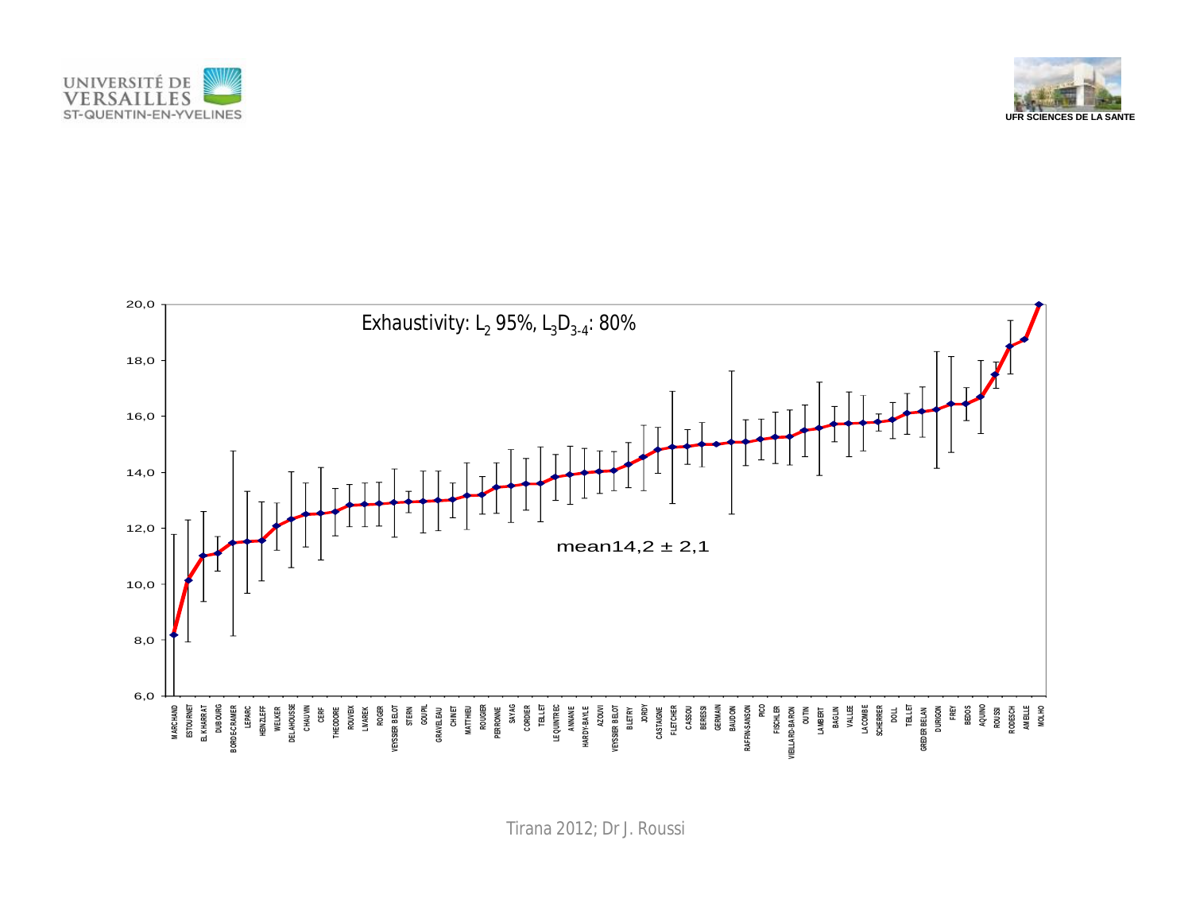Exhaustivity: $L_2$ 95%, $L_3D_{3-4}$: 80%

mean14,2 ± 2,1

Tirana 2012; Dr J. Roussi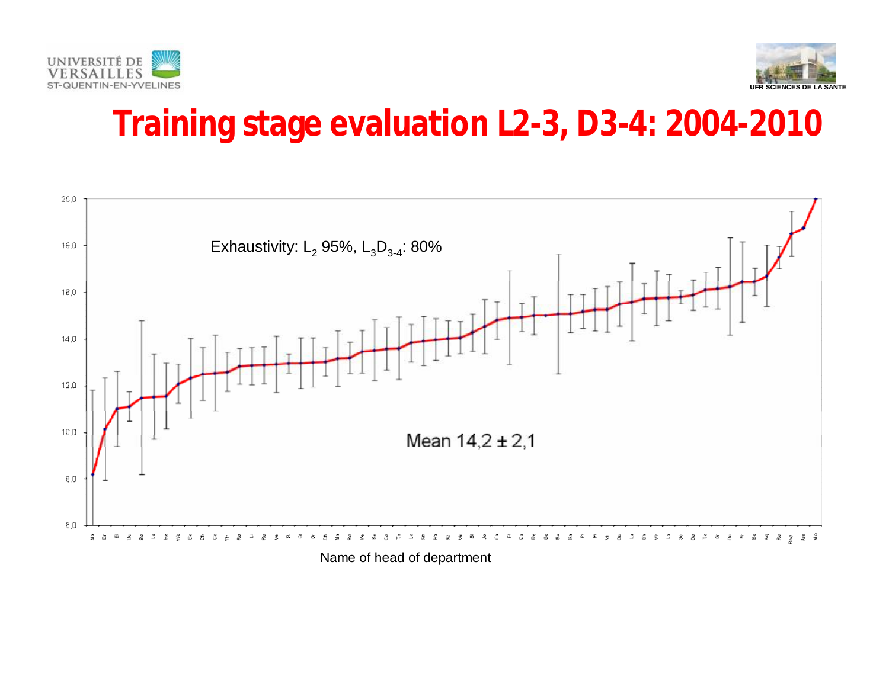# Training stage evaluation L2-3, D3-4: 2004-2010

Exhaustivity: $L_2$ 95%, $L_3D_{3-4}$: 80%

Mean 14,2 ± 2,1

Name of head of department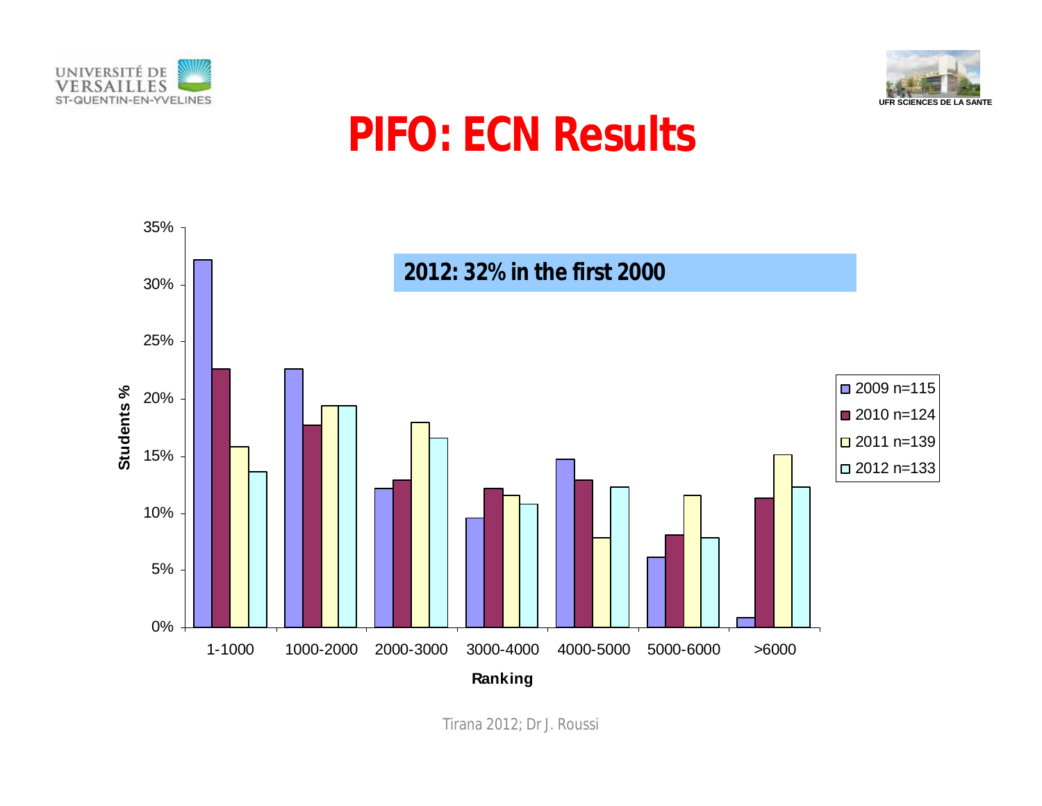# PIFO: ECN Results

**2012: 32% in the first 2000**

Students %

| Ranking | 2009 n=115 | 2010 n=124 | 2011 n=139 | 2012 n=133 |
|---|---|---|---|---|
| 1-1000 | | | | |
| 1000-2000 | | | | |
| 2000-3000 | | | | |
| 3000-4000 | | | | |
| 4000-5000 | | | | |
| 5000-6000 | | | | |
| >6000 | | | | |

Tirana 2012; Dr J. Roussi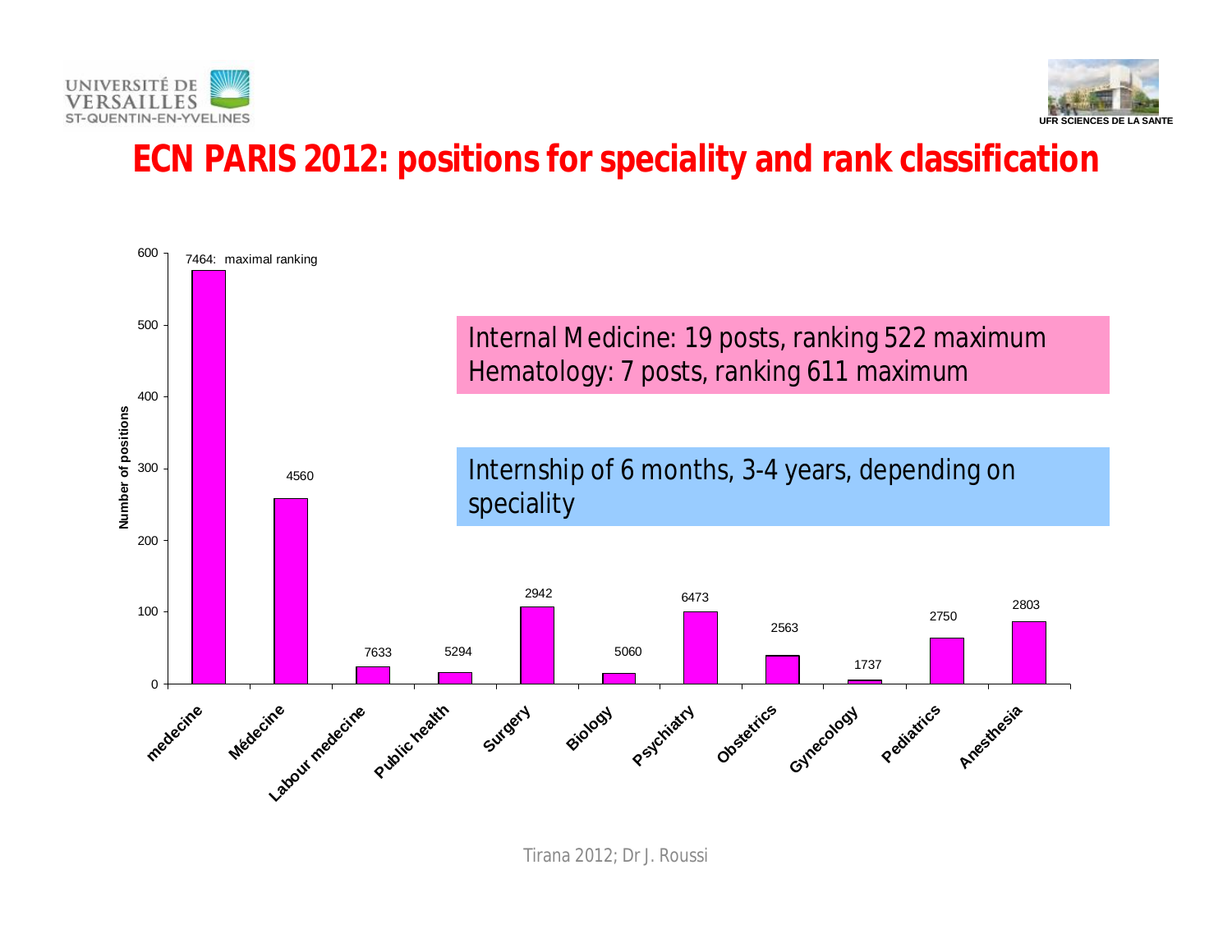# ECN PARIS 2012: positions for speciality and rank classification

Internal Medicine: 19 posts, ranking 522 maximum
Hematology: 7 posts, ranking 611 maximum

Internship of 6 months, 3-4 years, depending on speciality

| Speciality | Number of positions (approx.) | Maximal ranking |
|---|---|---|
| medecine | 575 | 7464: maximal ranking |
| Médecine | 258 | 4560 |
| Labour medecine | 24 | 7633 |
| Public health | 16 | 5294 |
| Surgery | 107 | 2942 |
| Biology | 15 | 5060 |
| Psychiatry | 100 | 6473 |
| Obstetrics | 40 | 2563 |
| Gynecology | 5 | 1737 |
| Pediatrics | 64 | 2750 |
| Anesthesia | 87 | 2803 |

Tirana 2012; Dr J. Roussi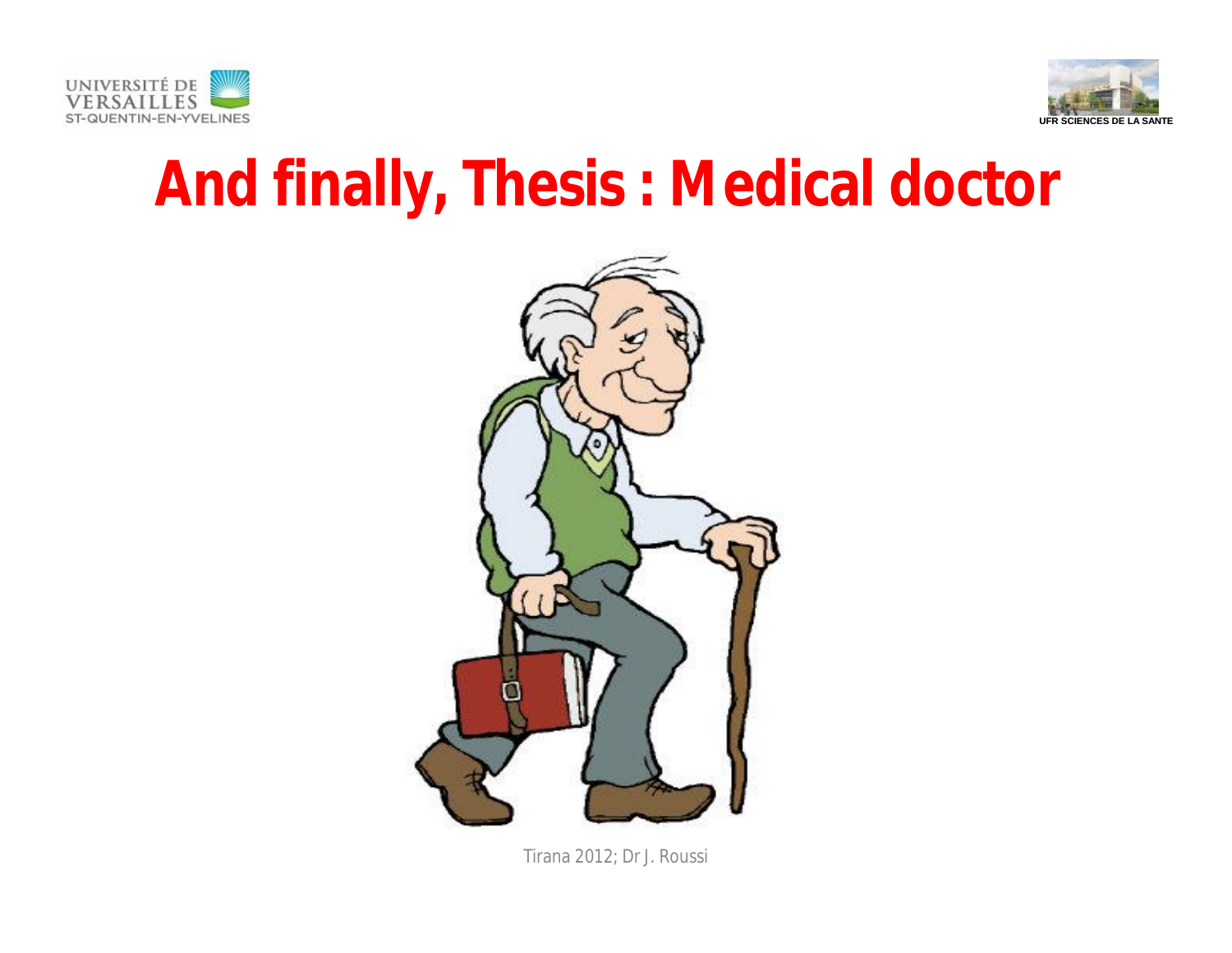# And finally, Thesis : Medical doctor

Tirana 2012; Dr J. Roussi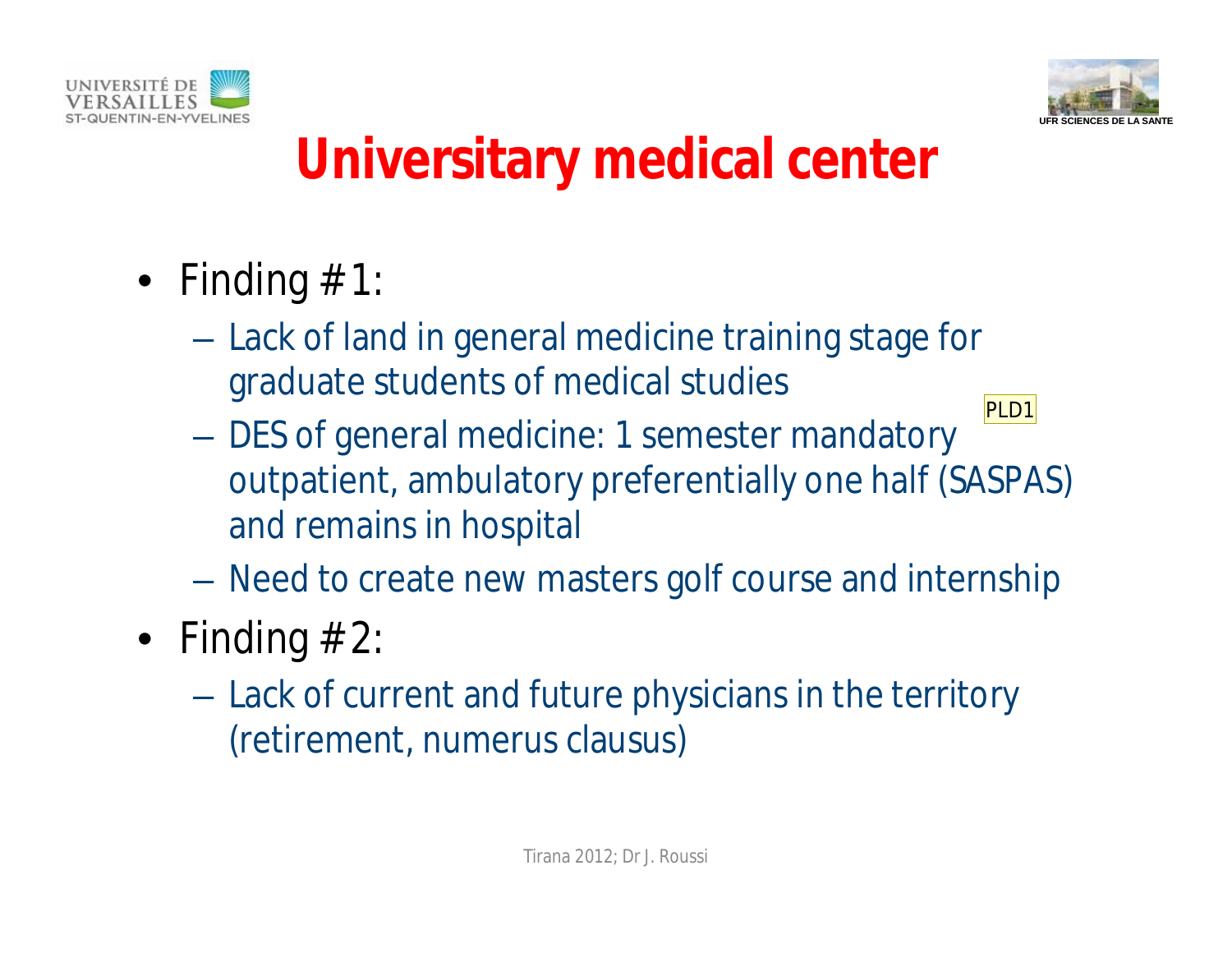# Universitary medical center

- Finding #1:
  - Lack of land in general medicine training stage for graduate students of medical studies
  - DES of general medicine: 1 semester mandatory outpatient, ambulatory preferentially one half (SASPAS) and remains in hospital
  - Need to create new masters golf course and internship
- Finding #2:
  - Lack of current and future physicians in the territory (retirement, numerus clausus)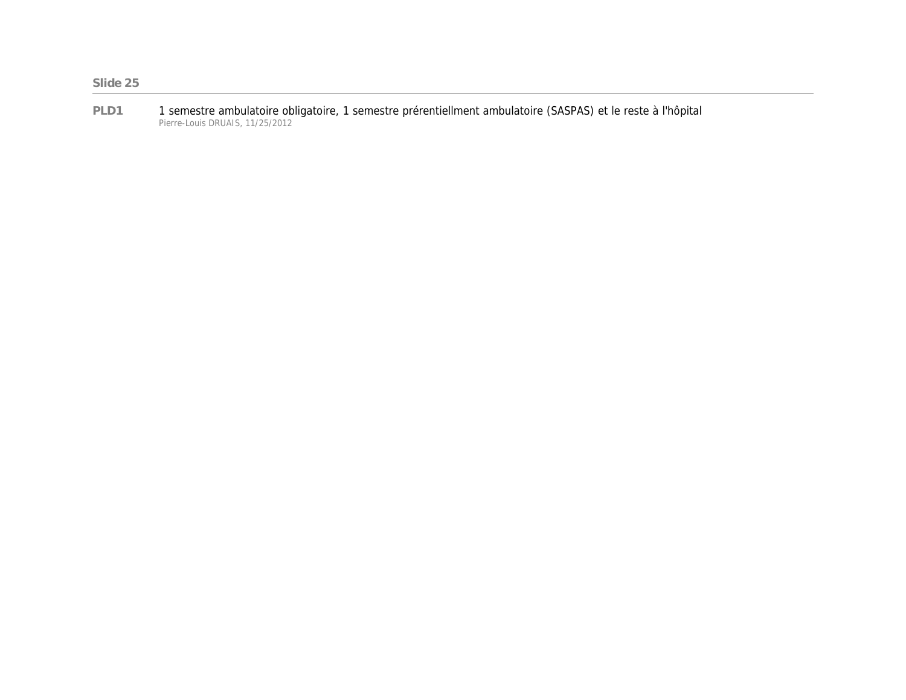**Slide 25**

---

**PLD1** 1 semestre ambulatoire obligatoire, 1 semestre prérentiellment ambulatoire (SASPAS) et le reste à l'hôpital
Pierre-Louis DRUAIS, 11/25/2012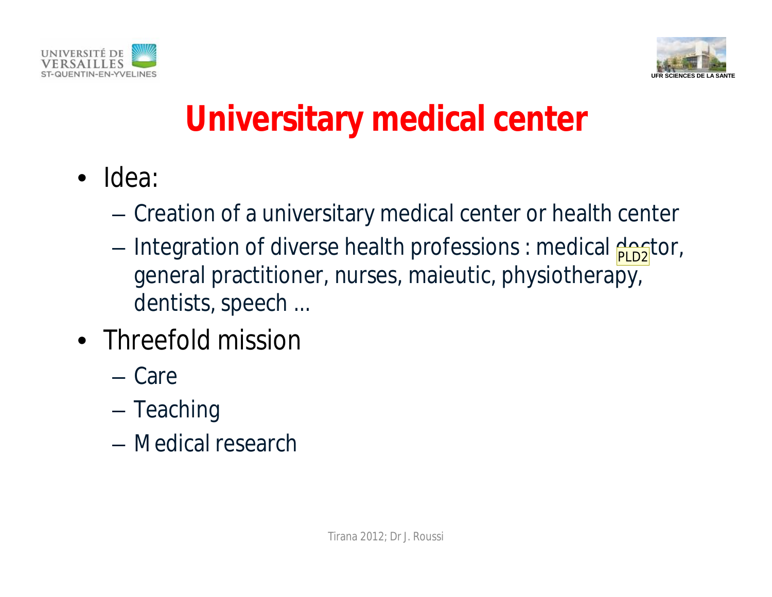# Universitary medical center

- Idea:
  - Creation of a universitary medical center or health center
  - Integration of diverse health professions : medical doctor, general practitioner, nurses, maieutic, physiotherapy, dentists, speech ...
- Threefold mission
  - Care
  - Teaching
  - Medical research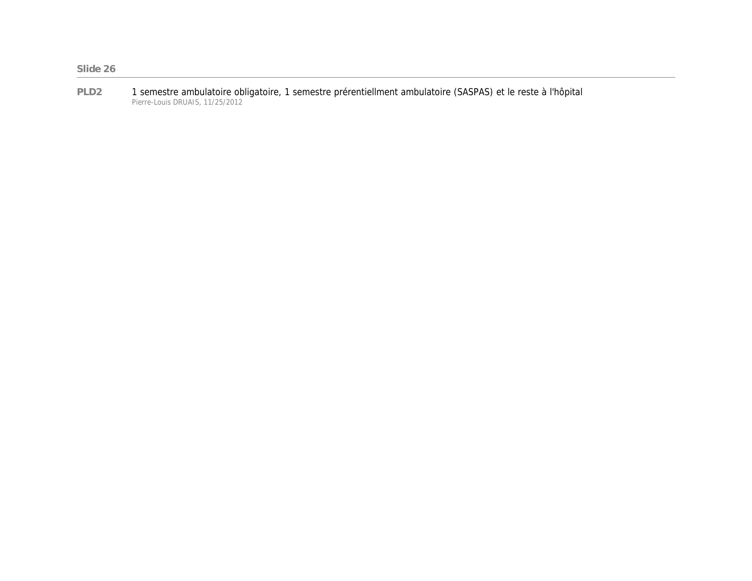**Slide 26**

---

**PLD2** 1 semestre ambulatoire obligatoire, 1 semestre prérentiellment ambulatoire (SASPAS) et le reste à l'hôpital
Pierre-Louis DRUAIS, 11/25/2012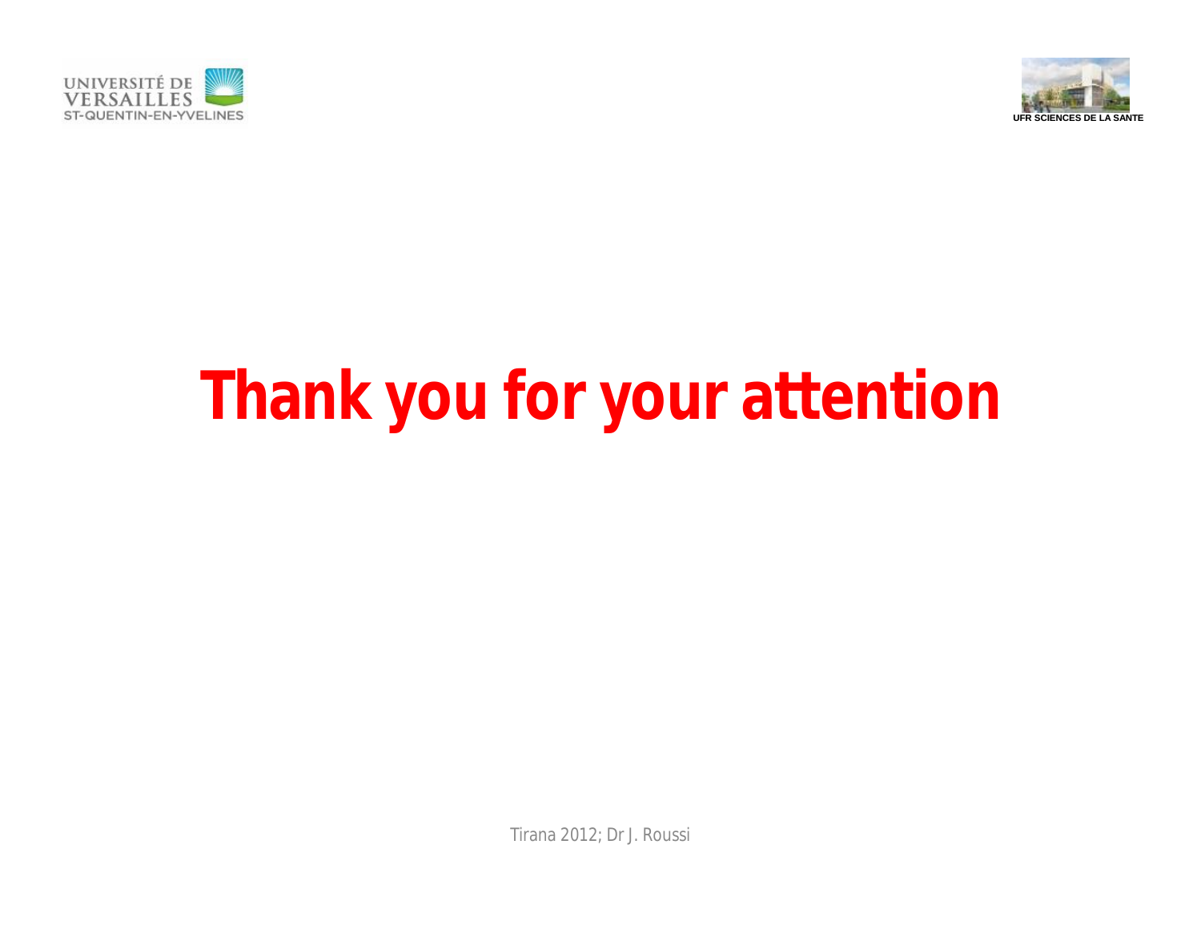# Thank you for your attention